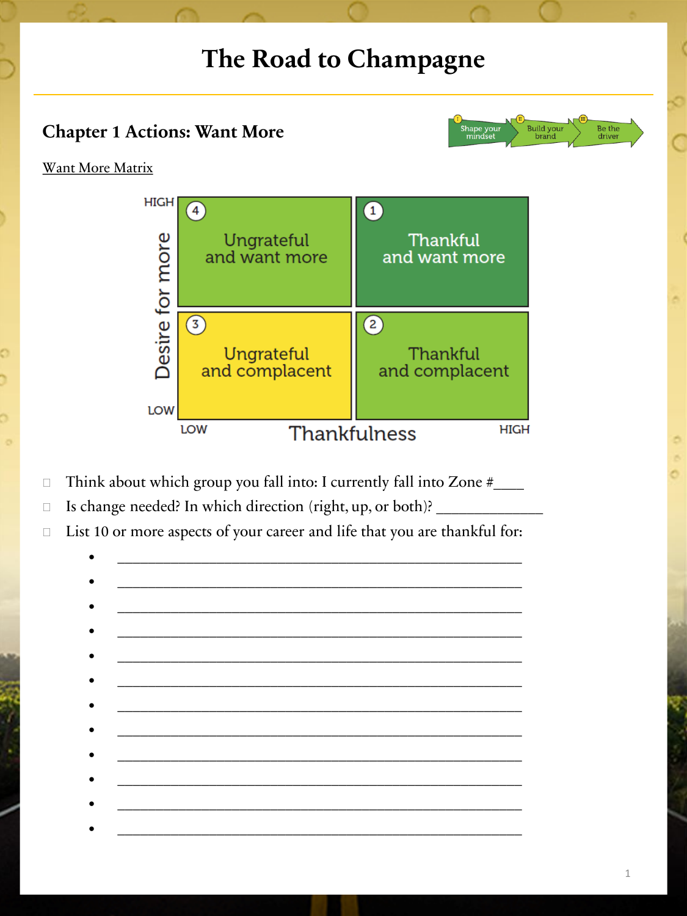# The Road to Champagne

## Chapter 1 Actions: Want More

Shape your mindset → Build your brand → Be the driver

Want More Matrix

| Desire for more | LOW Thankfulness | HIGH Thankfulness |
|---|---|---|
| HIGH | 4 Ungrateful and want more | 1 Thankful and want more |
| LOW | 3 Ungrateful and complacent | 2 Thankful and complacent |

- ☐ Think about which group you fall into: I currently fall into Zone #____
- ☐ Is change needed? In which direction (right, up, or both)? ______________
- ☐ List 10 or more aspects of your career and life that you are thankful for:
  - ____________________________________________________
  - ____________________________________________________
  - ____________________________________________________
  - ____________________________________________________
  - ____________________________________________________
  - ____________________________________________________
  - ____________________________________________________
  - ____________________________________________________
  - ____________________________________________________
  - ____________________________________________________
  - ____________________________________________________
  - ____________________________________________________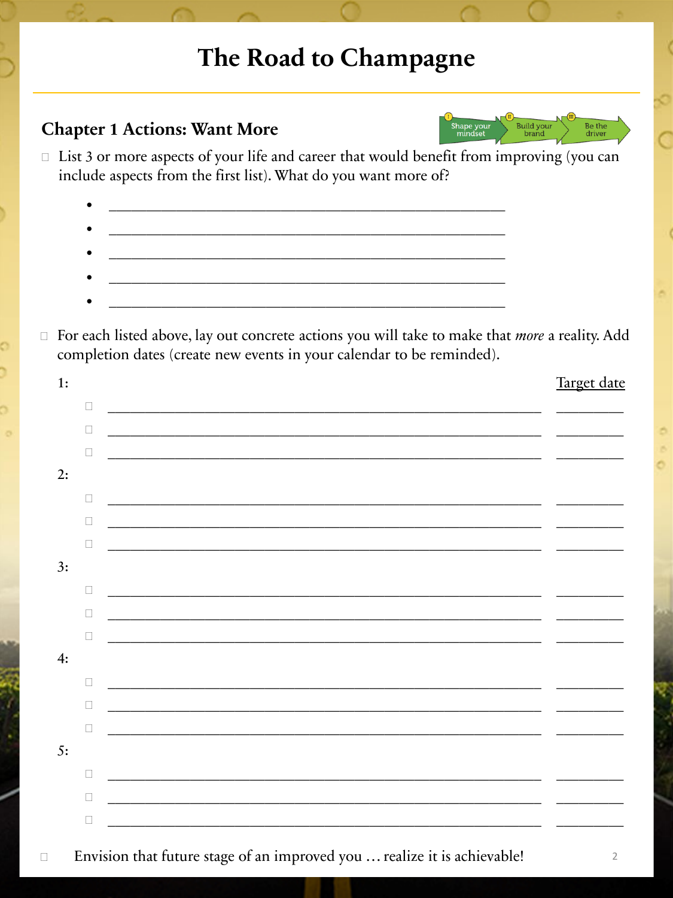# The Road to Champagne

## Chapter 1 Actions: Want More

Shape your mindset | Build your brand | Be the driver

- [ ] List 3 or more aspects of your life and career that would benefit from improving (you can include aspects from the first list). What do you want more of?
    - ______________________________________________
    - ______________________________________________
    - ______________________________________________
    - ______________________________________________
    - ______________________________________________

- [ ] For each listed above, lay out concrete actions you will take to make that *more* a reality. Add completion dates (create new events in your calendar to be reminded).

1: <u>Target date</u>

- [ ] ______________________________________________ __________
- [ ] ______________________________________________ __________
- [ ] ______________________________________________ __________

2:

- [ ] ______________________________________________ __________
- [ ] ______________________________________________ __________
- [ ] ______________________________________________ __________

3:

- [ ] ______________________________________________ __________
- [ ] ______________________________________________ __________
- [ ] ______________________________________________ __________

4:

- [ ] ______________________________________________ __________
- [ ] ______________________________________________ __________
- [ ] ______________________________________________ __________

5:

- [ ] ______________________________________________ __________
- [ ] ______________________________________________ __________
- [ ] ______________________________________________ __________

- [ ] Envision that future stage of an improved you … realize it is achievable!